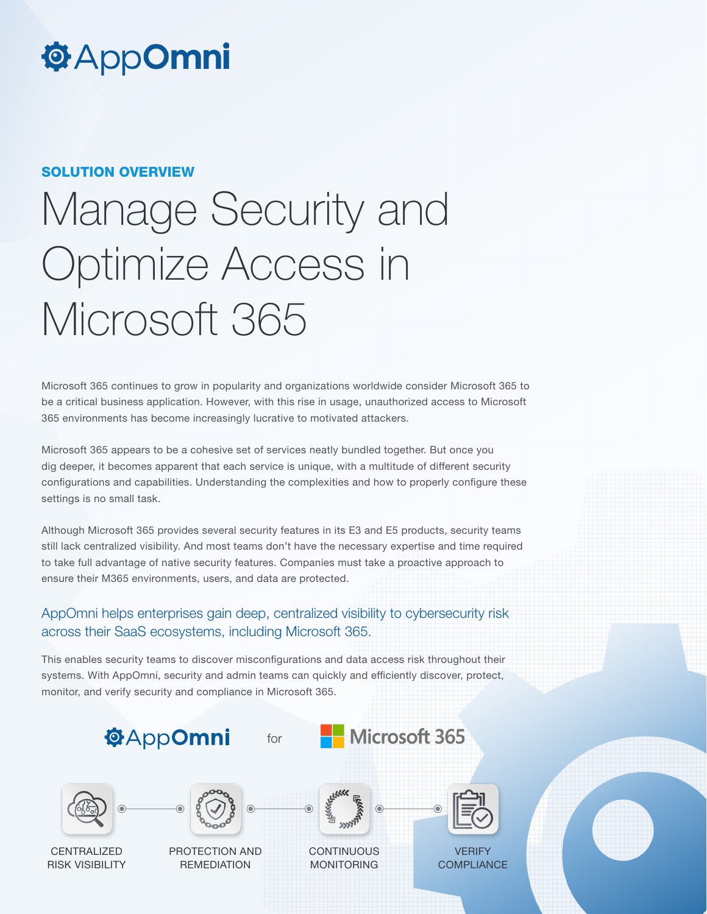AppOmni

SOLUTION OVERVIEW

# Manage Security and Optimize Access in Microsoft 365

Microsoft 365 continues to grow in popularity and organizations worldwide consider Microsoft 365 to be a critical business application. However, with this rise in usage, unauthorized access to Microsoft 365 environments has become increasingly lucrative to motivated attackers.

Microsoft 365 appears to be a cohesive set of services neatly bundled together. But once you dig deeper, it becomes apparent that each service is unique, with a multitude of different security configurations and capabilities. Understanding the complexities and how to properly configure these settings is no small task.

Although Microsoft 365 provides several security features in its E3 and E5 products, security teams still lack centralized visibility. And most teams don't have the necessary expertise and time required to take full advantage of native security features. Companies must take a proactive approach to ensure their M365 environments, users, and data are protected.

## AppOmni helps enterprises gain deep, centralized visibility to cybersecurity risk across their SaaS ecosystems, including Microsoft 365.

This enables security teams to discover misconfigurations and data access risk throughout their systems. With AppOmni, security and admin teams can quickly and efficiently discover, protect, monitor, and verify security and compliance in Microsoft 365.

AppOmni for Microsoft 365

CENTRALIZED RISK VISIBILITY → PROTECTION AND REMEDIATION → CONTINUOUS MONITORING → VERIFY COMPLIANCE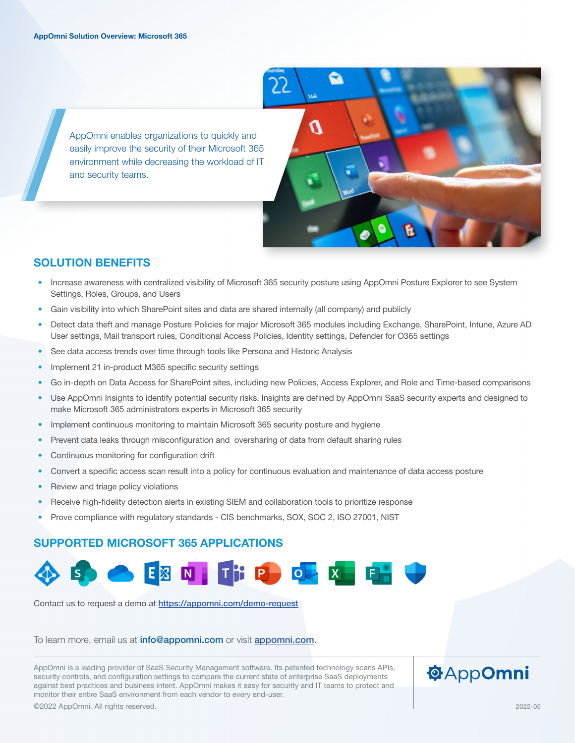AppOmni enables organizations to quickly and easily improve the security of their Microsoft 365 environment while decreasing the workload of IT and security teams.

## SOLUTION BENEFITS

- Increase awareness with centralized visibility of Microsoft 365 security posture using AppOmni Posture Explorer to see System Settings, Roles, Groups, and Users
- Gain visibility into which SharePoint sites and data are shared internally (all company) and publicly
- Detect data theft and manage Posture Policies for major Microsoft 365 modules including Exchange, SharePoint, Intune, Azure AD User settings, Mail transport rules, Conditional Access Policies, Identity settings, Defender for O365 settings
- See data access trends over time through tools like Persona and Historic Analysis
- Implement 21 in-product M365 specific security settings
- Go in-depth on Data Access for SharePoint sites, including new Policies, Access Explorer, and Role and Time-based comparisons
- Use AppOmni Insights to identify potential security risks. Insights are defined by AppOmni SaaS security experts and designed to make Microsoft 365 administrators experts in Microsoft 365 security
- Implement continuous monitoring to maintain Microsoft 365 security posture and hygiene
- Prevent data leaks through misconfiguration and oversharing of data from default sharing rules
- Continuous monitoring for configuration drift
- Convert a specific access scan result into a policy for continuous evaluation and maintenance of data access posture
- Review and triage policy violations
- Receive high-fidelity detection alerts in existing SIEM and collaboration tools to prioritize response
- Prove compliance with regulatory standards - CIS benchmarks, SOX, SOC 2, ISO 27001, NIST

## SUPPORTED MICROSOFT 365 APPLICATIONS

Contact us to request a demo at https://appomni.com/demo-request

To learn more, email us at **info@appomni.com** or visit appomni.com.

AppOmni is a leading provider of SaaS Security Management software. Its patented technology scans APIs, security controls, and configuration settings to compare the current state of enterprise SaaS deployments against best practices and business intent. AppOmni makes it easy for security and IT teams to protect and monitor their entire SaaS environment from each vendor to every end-user.

©2022 AppOmni. All rights reserved.

AppOmni

2022-05